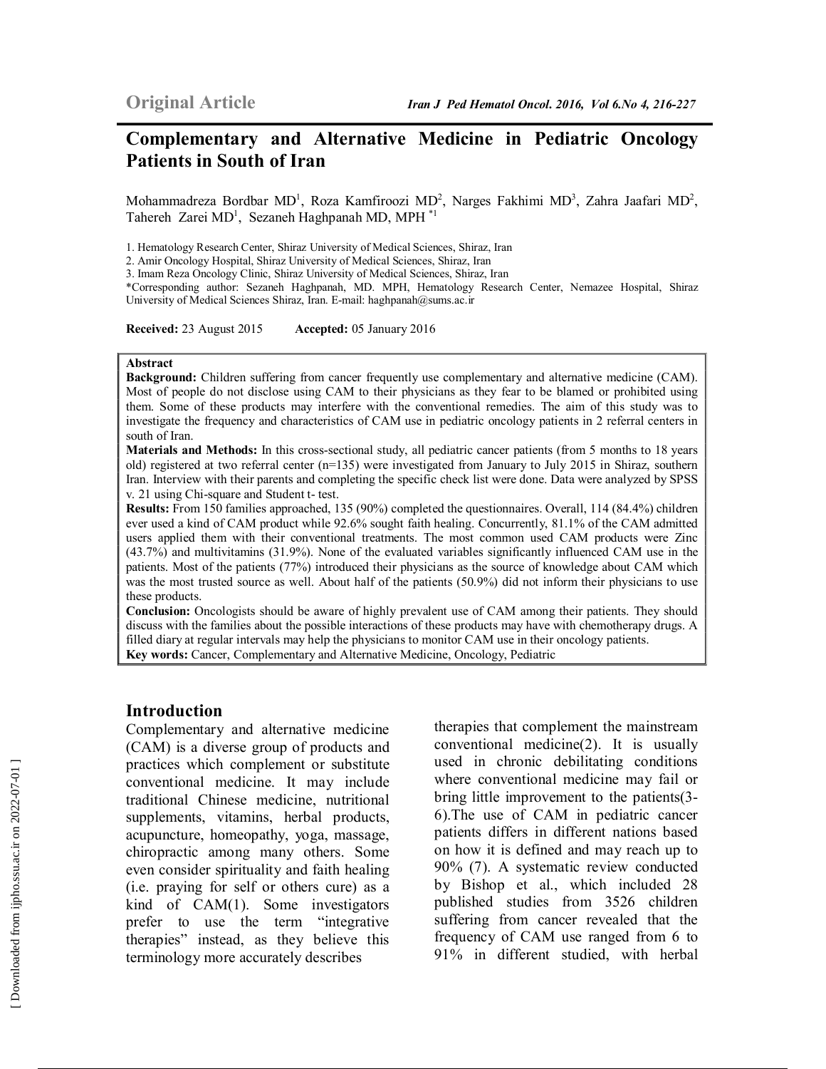Original Article

# Complementary and Alternative Medicine in Pediatric Oncology Patients in South of Iran

Mohammadreza Bordbar MD[1], Roza Kamfiroozi MD[2], Narges Fakhimi MD[3], Zahra Jaafari MD[2], Tahereh Zarei MD[1], Sezaneh Haghpanah MD, MPH [*1]

1. Hematology Research Center, Shiraz University of Medical Sciences, Shiraz, Iran
2. Amir Oncology Hospital, Shiraz University of Medical Sciences, Shiraz, Iran
3. Imam Reza Oncology Clinic, Shiraz University of Medical Sciences, Shiraz, Iran

*Corresponding author: Sezaneh Haghpanah, MD. MPH, Hematology Research Center, Nemazee Hospital, Shiraz University of Medical Sciences Shiraz, Iran. E-mail: haghpanah@sums.ac.ir

**Received:** 23 August 2015 **Accepted:** 05 January 2016

**Abstract**

**Background:** Children suffering from cancer frequently use complementary and alternative medicine (CAM). Most of people do not disclose using CAM to their physicians as they fear to be blamed or prohibited using them. Some of these products may interfere with the conventional remedies. The aim of this study was to investigate the frequency and characteristics of CAM use in pediatric oncology patients in 2 referral centers in south of Iran.

**Materials and Methods:** In this cross-sectional study, all pediatric cancer patients (from 5 months to 18 years old) registered at two referral center (n=135) were investigated from January to July 2015 in Shiraz, southern Iran. Interview with their parents and completing the specific check list were done. Data were analyzed by SPSS v. 21 using Chi-square and Student t- test.

**Results:** From 150 families approached, 135 (90%) completed the questionnaires. Overall, 114 (84.4%) children ever used a kind of CAM product while 92.6% sought faith healing. Concurrently, 81.1% of the CAM admitted users applied them with their conventional treatments. The most common used CAM products were Zinc (43.7%) and multivitamins (31.9%). None of the evaluated variables significantly influenced CAM use in the patients. Most of the patients (77%) introduced their physicians as the source of knowledge about CAM which was the most trusted source as well. About half of the patients (50.9%) did not inform their physicians to use these products.

**Conclusion:** Oncologists should be aware of highly prevalent use of CAM among their patients. They should discuss with the families about the possible interactions of these products may have with chemotherapy drugs. A filled diary at regular intervals may help the physicians to monitor CAM use in their oncology patients.

**Key words:** Cancer, Complementary and Alternative Medicine, Oncology, Pediatric

## Introduction

Complementary and alternative medicine (CAM) is a diverse group of products and practices which complement or substitute conventional medicine. It may include traditional Chinese medicine, nutritional supplements, vitamins, herbal products, acupuncture, homeopathy, yoga, massage, chiropractic among many others. Some even consider spirituality and faith healing (i.e. praying for self or others cure) as a kind of CAM(1). Some investigators prefer to use the term "integrative therapies" instead, as they believe this terminology more accurately describes therapies that complement the mainstream conventional medicine(2). It is usually used in chronic debilitating conditions where conventional medicine may fail or bring little improvement to the patients(3-6).The use of CAM in pediatric cancer patients differs in different nations based on how it is defined and may reach up to 90% (7). A systematic review conducted by Bishop et al., which included 28 published studies from 3526 children suffering from cancer revealed that the frequency of CAM use ranged from 6 to 91% in different studied, with herbal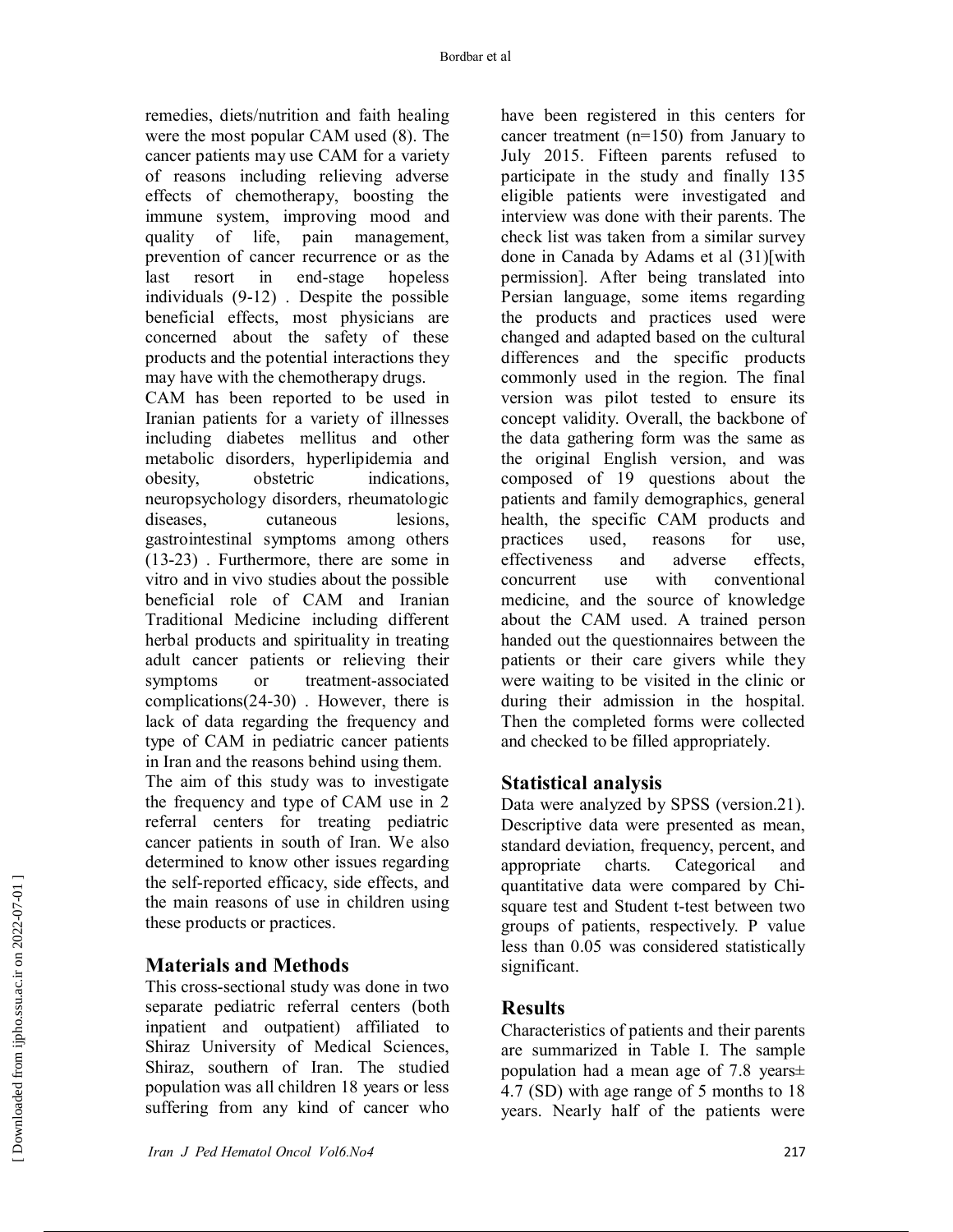remedies, diets/nutrition and faith healing were the most popular CAM used (8). The cancer patients may use CAM for a variety of reasons including relieving adverse effects of chemotherapy, boosting the immune system, improving mood and quality of life, pain management, prevention of cancer recurrence or as the last resort in end-stage hopeless individuals (9-12) . Despite the possible beneficial effects, most physicians are concerned about the safety of these products and the potential interactions they may have with the chemotherapy drugs.

CAM has been reported to be used in Iranian patients for a variety of illnesses including diabetes mellitus and other metabolic disorders, hyperlipidemia and obesity, obstetric indications, neuropsychology disorders, rheumatologic diseases, cutaneous lesions, gastrointestinal symptoms among others (13-23) . Furthermore, there are some in vitro and in vivo studies about the possible beneficial role of CAM and Iranian Traditional Medicine including different herbal products and spirituality in treating adult cancer patients or relieving their symptoms or treatment-associated complications(24-30) . However, there is lack of data regarding the frequency and type of CAM in pediatric cancer patients in Iran and the reasons behind using them.

The aim of this study was to investigate the frequency and type of CAM use in 2 referral centers for treating pediatric cancer patients in south of Iran. We also determined to know other issues regarding the self-reported efficacy, side effects, and the main reasons of use in children using these products or practices.

## Materials and Methods

This cross-sectional study was done in two separate pediatric referral centers (both inpatient and outpatient) affiliated to Shiraz University of Medical Sciences, Shiraz, southern of Iran. The studied population was all children 18 years or less suffering from any kind of cancer who have been registered in this centers for cancer treatment (n=150) from January to July 2015. Fifteen parents refused to participate in the study and finally 135 eligible patients were investigated and interview was done with their parents. The check list was taken from a similar survey done in Canada by Adams et al (31)[with permission]. After being translated into Persian language, some items regarding the products and practices used were changed and adapted based on the cultural differences and the specific products commonly used in the region. The final version was pilot tested to ensure its concept validity. Overall, the backbone of the data gathering form was the same as the original English version, and was composed of 19 questions about the patients and family demographics, general health, the specific CAM products and practices used, reasons for use, effectiveness and adverse effects, concurrent use with conventional medicine, and the source of knowledge about the CAM used. A trained person handed out the questionnaires between the patients or their care givers while they were waiting to be visited in the clinic or during their admission in the hospital. Then the completed forms were collected and checked to be filled appropriately.

## Statistical analysis

Data were analyzed by SPSS (version.21). Descriptive data were presented as mean, standard deviation, frequency, percent, and appropriate charts. Categorical and quantitative data were compared by Chi-square test and Student t-test between two groups of patients, respectively. P value less than 0.05 was considered statistically significant.

## Results

Characteristics of patients and their parents are summarized in Table I. The sample population had a mean age of 7.8 years± 4.7 (SD) with age range of 5 months to 18 years. Nearly half of the patients were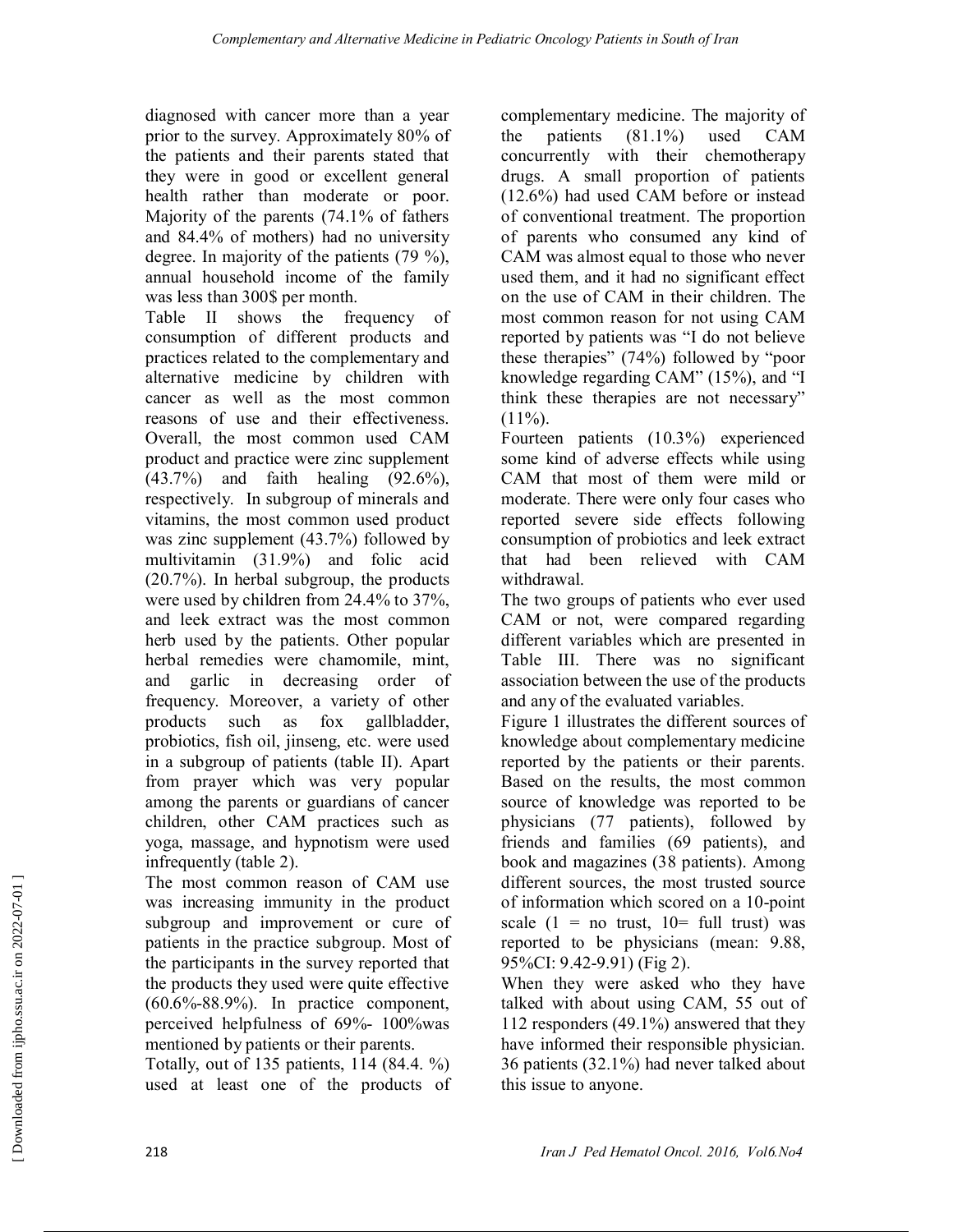diagnosed with cancer more than a year prior to the survey. Approximately 80% of the patients and their parents stated that they were in good or excellent general health rather than moderate or poor. Majority of the parents (74.1% of fathers and 84.4% of mothers) had no university degree. In majority of the patients (79 %), annual household income of the family was less than 300$ per month.

Table II shows the frequency of consumption of different products and practices related to the complementary and alternative medicine by children with cancer as well as the most common reasons of use and their effectiveness. Overall, the most common used CAM product and practice were zinc supplement (43.7%) and faith healing (92.6%), respectively. In subgroup of minerals and vitamins, the most common used product was zinc supplement (43.7%) followed by multivitamin (31.9%) and folic acid (20.7%). In herbal subgroup, the products were used by children from 24.4% to 37%, and leek extract was the most common herb used by the patients. Other popular herbal remedies were chamomile, mint, and garlic in decreasing order of frequency. Moreover, a variety of other products such as fox gallbladder, probiotics, fish oil, jinseng, etc. were used in a subgroup of patients (table II). Apart from prayer which was very popular among the parents or guardians of cancer children, other CAM practices such as yoga, massage, and hypnotism were used infrequently (table 2).

The most common reason of CAM use was increasing immunity in the product subgroup and improvement or cure of patients in the practice subgroup. Most of the participants in the survey reported that the products they used were quite effective (60.6%-88.9%). In practice component, perceived helpfulness of 69%- 100%was mentioned by patients or their parents.

Totally, out of 135 patients, 114 (84.4. %) used at least one of the products of complementary medicine. The majority of the patients (81.1%) used CAM concurrently with their chemotherapy drugs. A small proportion of patients (12.6%) had used CAM before or instead of conventional treatment. The proportion of parents who consumed any kind of CAM was almost equal to those who never used them, and it had no significant effect on the use of CAM in their children. The most common reason for not using CAM reported by patients was "I do not believe these therapies" (74%) followed by "poor knowledge regarding CAM" (15%), and "I think these therapies are not necessary" (11%).

Fourteen patients (10.3%) experienced some kind of adverse effects while using CAM that most of them were mild or moderate. There were only four cases who reported severe side effects following consumption of probiotics and leek extract that had been relieved with CAM withdrawal.

The two groups of patients who ever used CAM or not, were compared regarding different variables which are presented in Table III. There was no significant association between the use of the products and any of the evaluated variables.

Figure 1 illustrates the different sources of knowledge about complementary medicine reported by the patients or their parents. Based on the results, the most common source of knowledge was reported to be physicians (77 patients), followed by friends and families (69 patients), and book and magazines (38 patients). Among different sources, the most trusted source of information which scored on a 10-point scale (1 = no trust, 10= full trust) was reported to be physicians (mean: 9.88, 95%CI: 9.42-9.91) (Fig 2).

When they were asked who they have talked with about using CAM, 55 out of 112 responders (49.1%) answered that they have informed their responsible physician. 36 patients (32.1%) had never talked about this issue to anyone.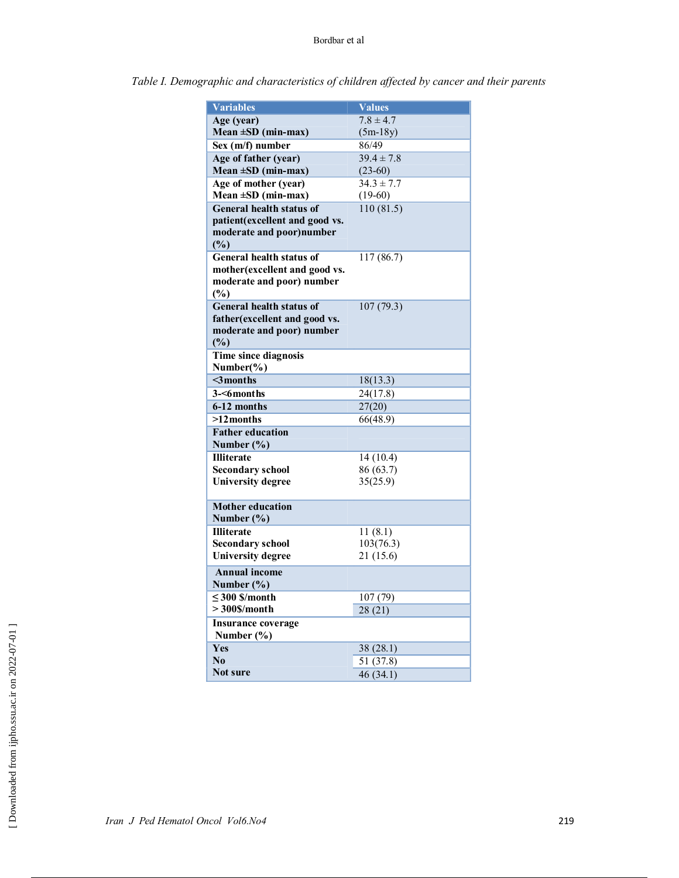*Table I. Demographic and characteristics of children affected by cancer and their parents*

| Variables | Values |
|---|---|
| **Age (year)**<br>**Mean ±SD (min-max)** | 7.8 ± 4.7<br>(5m-18y) |
| **Sex (m/f) number** | 86/49 |
| **Age of father (year)**<br>**Mean ±SD (min-max)** | 39.4 ± 7.8<br>(23-60) |
| **Age of mother (year)**<br>**Mean ±SD (min-max)** | 34.3 ± 7.7<br>(19-60) |
| **General health status of patient(excellent and good vs. moderate and poor)number (%)** | 110 (81.5) |
| **General health status of mother(excellent and good vs. moderate and poor) number (%)** | 117 (86.7) |
| **General health status of father(excellent and good vs. moderate and poor) number (%)** | 107 (79.3) |
| **Time since diagnosis Number(%)** | |
| **<3months** | 18(13.3) |
| **3-<6months** | 24(17.8) |
| **6-12 months** | 27(20) |
| **>12months** | 66(48.9) |
| **Father education Number (%)** | |
| **Illiterate**<br>**Secondary school**<br>**University degree** | 14 (10.4)<br>86 (63.7)<br>35(25.9) |
| **Mother education Number (%)** | |
| **Illiterate**<br>**Secondary school**<br>**University degree** | 11 (8.1)<br>103(76.3)<br>21 (15.6) |
| **Annual income Number (%)** | |
| **≤ 300 $/month** | 107 (79) |
| **> 300$/month** | 28 (21) |
| **Insurance coverage Number (%)** | |
| **Yes** | 38 (28.1) |
| **No** | 51 (37.8) |
| **Not sure** | 46 (34.1) |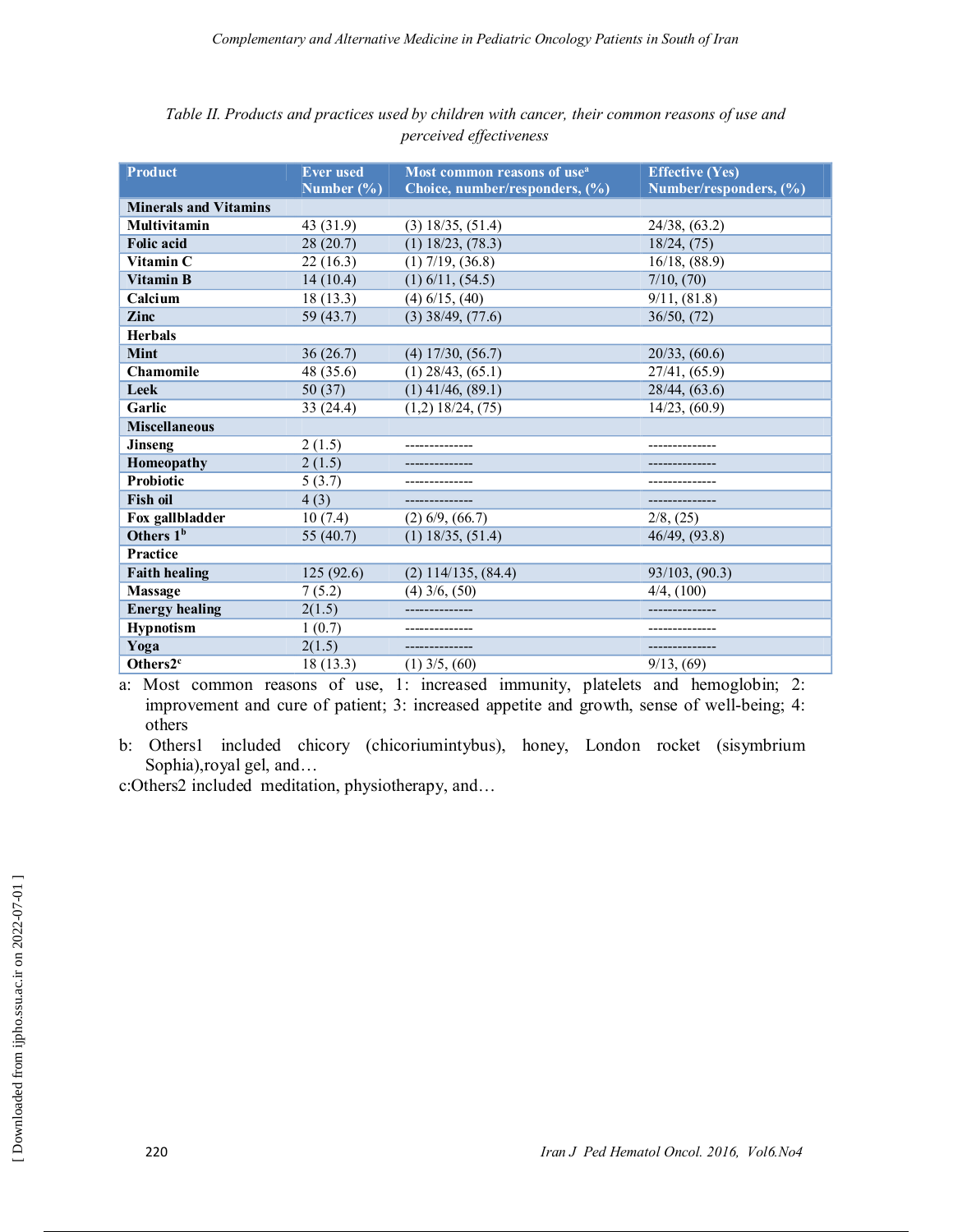*Table II. Products and practices used by children with cancer, their common reasons of use and perceived effectiveness*

| Product | Ever used Number (%) | Most common reasons of use[a] Choice, number/responders, (%) | Effective (Yes) Number/responders, (%) |
|---|---|---|---|
| **Minerals and Vitamins** | | | |
| **Multivitamin** | 43 (31.9) | (3) 18/35, (51.4) | 24/38, (63.2) |
| **Folic acid** | 28 (20.7) | (1) 18/23, (78.3) | 18/24, (75) |
| **Vitamin C** | 22 (16.3) | (1) 7/19, (36.8) | 16/18, (88.9) |
| **Vitamin B** | 14 (10.4) | (1) 6/11, (54.5) | 7/10, (70) |
| **Calcium** | 18 (13.3) | (4) 6/15, (40) | 9/11, (81.8) |
| **Zinc** | 59 (43.7) | (3) 38/49, (77.6) | 36/50, (72) |
| **Herbals** | | | |
| **Mint** | 36 (26.7) | (4) 17/30, (56.7) | 20/33, (60.6) |
| **Chamomile** | 48 (35.6) | (1) 28/43, (65.1) | 27/41, (65.9) |
| **Leek** | 50 (37) | (1) 41/46, (89.1) | 28/44, (63.6) |
| **Garlic** | 33 (24.4) | (1,2) 18/24, (75) | 14/23, (60.9) |
| **Miscellaneous** | | | |
| **Jinseng** | 2 (1.5) | -------------- | -------------- |
| **Homeopathy** | 2 (1.5) | -------------- | -------------- |
| **Probiotic** | 5 (3.7) | -------------- | -------------- |
| **Fish oil** | 4 (3) | -------------- | -------------- |
| **Fox gallbladder** | 10 (7.4) | (2) 6/9, (66.7) | 2/8, (25) |
| **Others 1[b]** | 55 (40.7) | (1) 18/35, (51.4) | 46/49, (93.8) |
| **Practice** | | | |
| **Faith healing** | 125 (92.6) | (2) 114/135, (84.4) | 93/103, (90.3) |
| **Massage** | 7 (5.2) | (4) 3/6, (50) | 4/4, (100) |
| **Energy healing** | 2(1.5) | -------------- | -------------- |
| **Hypnotism** | 1 (0.7) | -------------- | -------------- |
| **Yoga** | 2(1.5) | -------------- | -------------- |
| **Others2[c]** | 18 (13.3) | (1) 3/5, (60) | 9/13, (69) |

a: Most common reasons of use, 1: increased immunity, platelets and hemoglobin; 2: improvement and cure of patient; 3: increased appetite and growth, sense of well-being; 4: others

b: Others1 included chicory (chicoriumintybus), honey, London rocket (sisymbrium Sophia),royal gel, and…

c:Others2 included meditation, physiotherapy, and…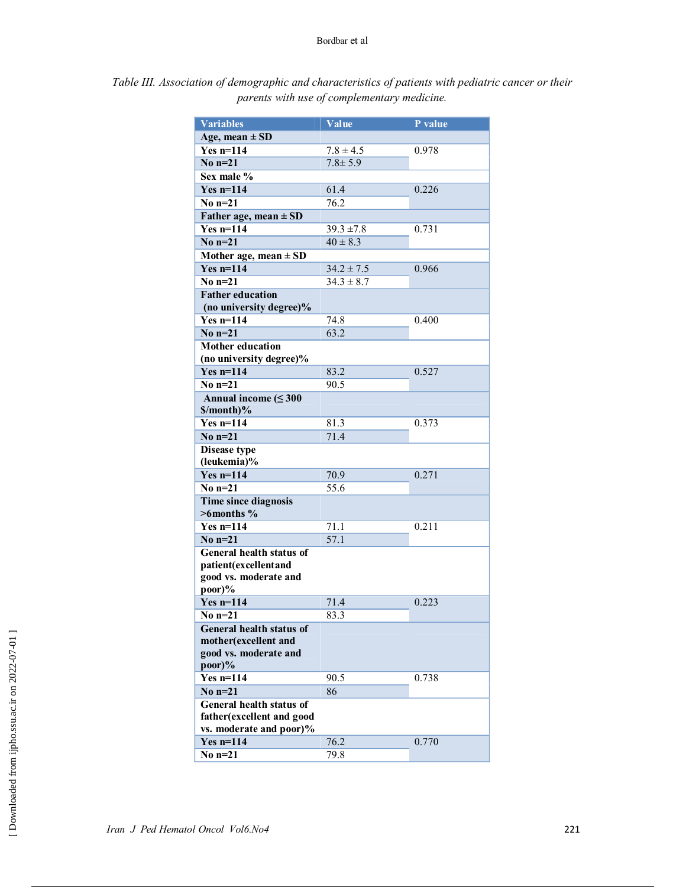*Table III. Association of demographic and characteristics of patients with pediatric cancer or their parents with use of complementary medicine.*

| Variables | Value | P value |
|---|---|---|
| **Age, mean ± SD** | | |
| **Yes n=114** | 7.8 ± 4.5 | 0.978 |
| **No n=21** | 7.8± 5.9 | |
| **Sex male %** | | |
| **Yes n=114** | 61.4 | 0.226 |
| **No n=21** | 76.2 | |
| **Father age, mean ± SD** | | |
| **Yes n=114** | 39.3 ±7.8 | 0.731 |
| **No n=21** | 40 ± 8.3 | |
| **Mother age, mean ± SD** | | |
| **Yes n=114** | 34.2 ± 7.5 | 0.966 |
| **No n=21** | 34.3 ± 8.7 | |
| **Father education (no university degree)%** | | |
| **Yes n=114** | 74.8 | 0.400 |
| **No n=21** | 63.2 | |
| **Mother education (no university degree)%** | | |
| **Yes n=114** | 83.2 | 0.527 |
| **No n=21** | 90.5 | |
| **Annual income (≤ 300 $/month)%** | | |
| **Yes n=114** | 81.3 | 0.373 |
| **No n=21** | 71.4 | |
| **Disease type (leukemia)%** | | |
| **Yes n=114** | 70.9 | 0.271 |
| **No n=21** | 55.6 | |
| **Time since diagnosis >6months %** | | |
| **Yes n=114** | 71.1 | 0.211 |
| **No n=21** | 57.1 | |
| **General health status of patient(excellentand good vs. moderate and poor)%** | | |
| **Yes n=114** | 71.4 | 0.223 |
| **No n=21** | 83.3 | |
| **General health status of mother(excellent and good vs. moderate and poor)%** | | |
| **Yes n=114** | 90.5 | 0.738 |
| **No n=21** | 86 | |
| **General health status of father(excellent and good vs. moderate and poor)%** | | |
| **Yes n=114** | 76.2 | 0.770 |
| **No n=21** | 79.8 | |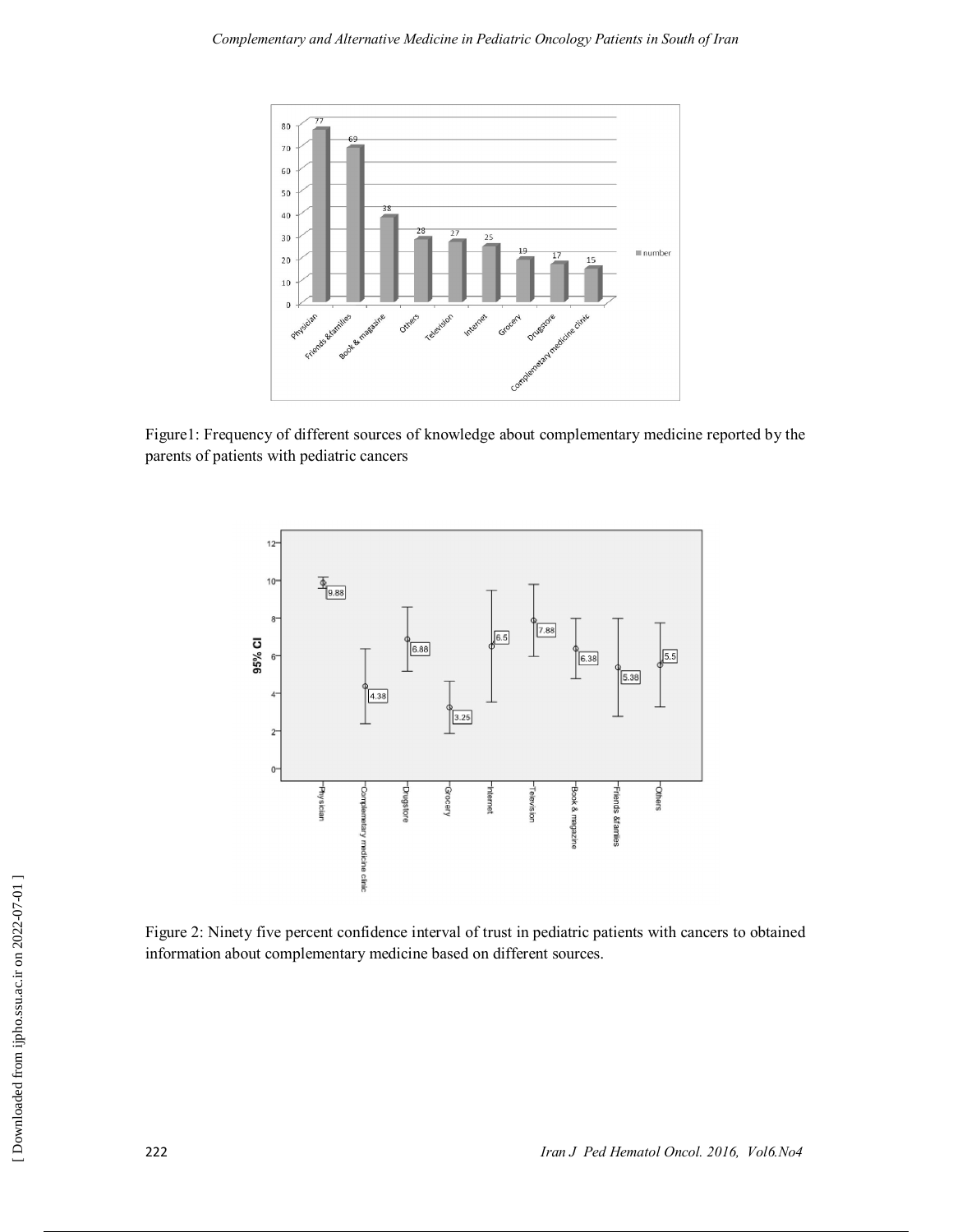Figure1: Frequency of different sources of knowledge about complementary medicine reported by the parents of patients with pediatric cancers

Figure 2: Ninety five percent confidence interval of trust in pediatric patients with cancers to obtained information about complementary medicine based on different sources.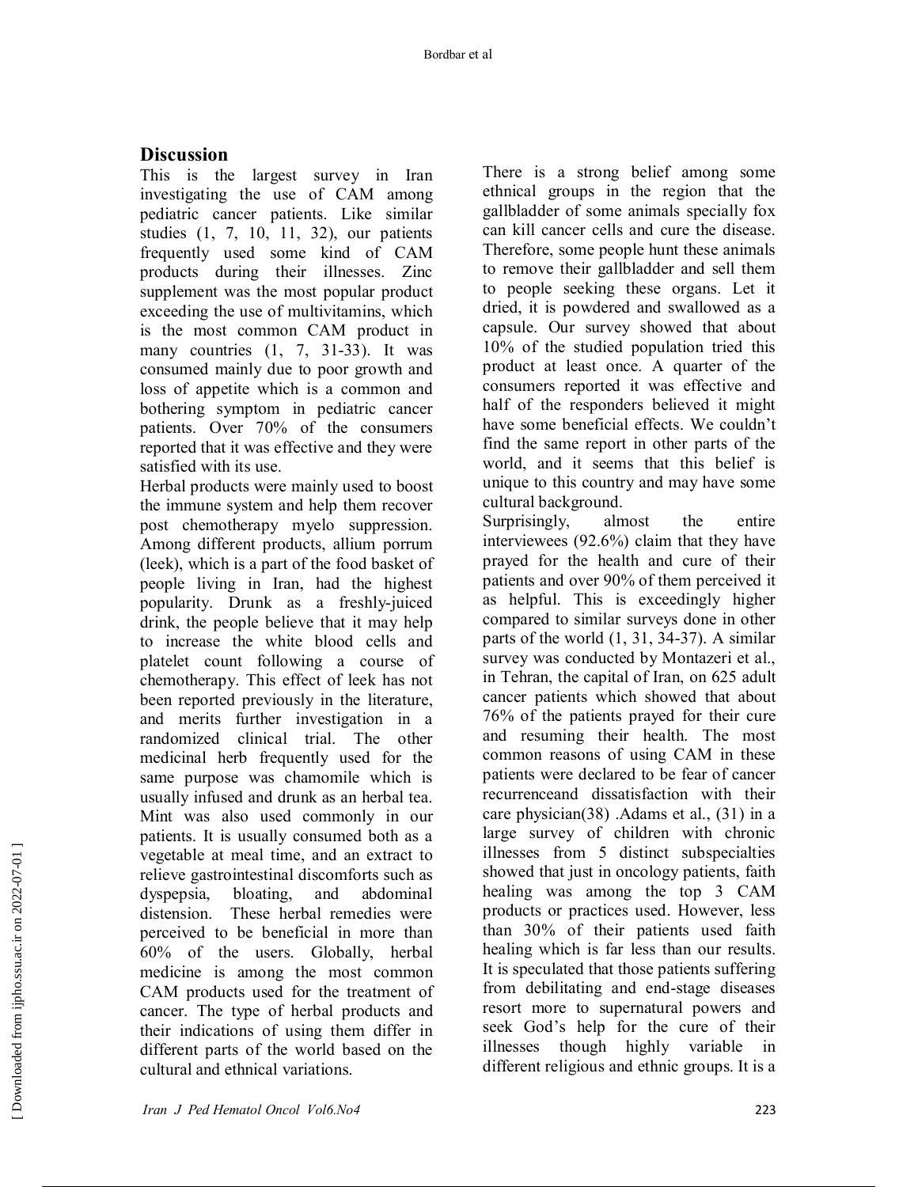## Discussion

This is the largest survey in Iran investigating the use of CAM among pediatric cancer patients. Like similar studies (1, 7, 10, 11, 32), our patients frequently used some kind of CAM products during their illnesses. Zinc supplement was the most popular product exceeding the use of multivitamins, which is the most common CAM product in many countries (1, 7, 31-33). It was consumed mainly due to poor growth and loss of appetite which is a common and bothering symptom in pediatric cancer patients. Over 70% of the consumers reported that it was effective and they were satisfied with its use.

Herbal products were mainly used to boost the immune system and help them recover post chemotherapy myelo suppression. Among different products, allium porrum (leek), which is a part of the food basket of people living in Iran, had the highest popularity. Drunk as a freshly-juiced drink, the people believe that it may help to increase the white blood cells and platelet count following a course of chemotherapy. This effect of leek has not been reported previously in the literature, and merits further investigation in a randomized clinical trial. The other medicinal herb frequently used for the same purpose was chamomile which is usually infused and drunk as an herbal tea. Mint was also used commonly in our patients. It is usually consumed both as a vegetable at meal time, and an extract to relieve gastrointestinal discomforts such as dyspepsia, bloating, and abdominal distension. These herbal remedies were perceived to be beneficial in more than 60% of the users. Globally, herbal medicine is among the most common CAM products used for the treatment of cancer. The type of herbal products and their indications of using them differ in different parts of the world based on the cultural and ethnical variations.

There is a strong belief among some ethnical groups in the region that the gallbladder of some animals specially fox can kill cancer cells and cure the disease. Therefore, some people hunt these animals to remove their gallbladder and sell them to people seeking these organs. Let it dried, it is powdered and swallowed as a capsule. Our survey showed that about 10% of the studied population tried this product at least once. A quarter of the consumers reported it was effective and half of the responders believed it might have some beneficial effects. We couldn't find the same report in other parts of the world, and it seems that this belief is unique to this country and may have some cultural background.

Surprisingly, almost the entire interviewees (92.6%) claim that they have prayed for the health and cure of their patients and over 90% of them perceived it as helpful. This is exceedingly higher compared to similar surveys done in other parts of the world (1, 31, 34-37). A similar survey was conducted by Montazeri et al., in Tehran, the capital of Iran, on 625 adult cancer patients which showed that about 76% of the patients prayed for their cure and resuming their health. The most common reasons of using CAM in these patients were declared to be fear of cancer recurrenceand dissatisfaction with their care physician(38) .Adams et al., (31) in a large survey of children with chronic illnesses from 5 distinct subspecialties showed that just in oncology patients, faith healing was among the top 3 CAM products or practices used. However, less than 30% of their patients used faith healing which is far less than our results. It is speculated that those patients suffering from debilitating and end-stage diseases resort more to supernatural powers and seek God's help for the cure of their illnesses though highly variable in different religious and ethnic groups. It is a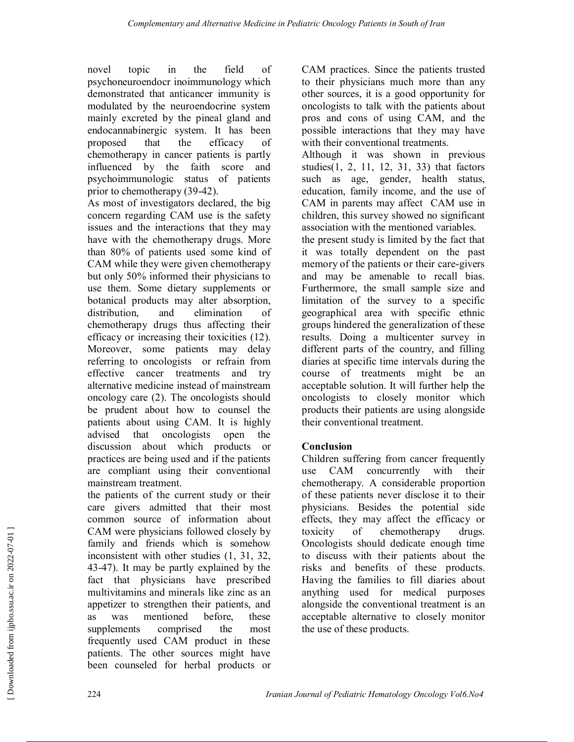novel topic in the field of psychoneuroendocr inoimmunology which demonstrated that anticancer immunity is modulated by the neuroendocrine system mainly excreted by the pineal gland and endocannabinergic system. It has been proposed that the efficacy of chemotherapy in cancer patients is partly influenced by the faith score and psychoimmunologic status of patients prior to chemotherapy (39-42).

As most of investigators declared, the big concern regarding CAM use is the safety issues and the interactions that they may have with the chemotherapy drugs. More than 80% of patients used some kind of CAM while they were given chemotherapy but only 50% informed their physicians to use them. Some dietary supplements or botanical products may alter absorption, distribution, and elimination of chemotherapy drugs thus affecting their efficacy or increasing their toxicities (12). Moreover, some patients may delay referring to oncologists or refrain from effective cancer treatments and try alternative medicine instead of mainstream oncology care (2). The oncologists should be prudent about how to counsel the patients about using CAM. It is highly advised that oncologists open the discussion about which products or practices are being used and if the patients are compliant using their conventional mainstream treatment.

the patients of the current study or their care givers admitted that their most common source of information about CAM were physicians followed closely by family and friends which is somehow inconsistent with other studies (1, 31, 32, 43-47). It may be partly explained by the fact that physicians have prescribed multivitamins and minerals like zinc as an appetizer to strengthen their patients, and as was mentioned before, these supplements comprised the most frequently used CAM product in these patients. The other sources might have been counseled for herbal products or CAM practices. Since the patients trusted to their physicians much more than any other sources, it is a good opportunity for oncologists to talk with the patients about pros and cons of using CAM, and the possible interactions that they may have with their conventional treatments.

Although it was shown in previous studies(1, 2, 11, 12, 31, 33) that factors such as age, gender, health status, education, family income, and the use of CAM in parents may affect CAM use in children, this survey showed no significant association with the mentioned variables.

the present study is limited by the fact that it was totally dependent on the past memory of the patients or their care-givers and may be amenable to recall bias. Furthermore, the small sample size and limitation of the survey to a specific geographical area with specific ethnic groups hindered the generalization of these results. Doing a multicenter survey in different parts of the country, and filling diaries at specific time intervals during the course of treatments might be an acceptable solution. It will further help the oncologists to closely monitor which products their patients are using alongside their conventional treatment.

## Conclusion

Children suffering from cancer frequently use CAM concurrently with their chemotherapy. A considerable proportion of these patients never disclose it to their physicians. Besides the potential side effects, they may affect the efficacy or toxicity of chemotherapy drugs. Oncologists should dedicate enough time to discuss with their patients about the risks and benefits of these products. Having the families to fill diaries about anything used for medical purposes alongside the conventional treatment is an acceptable alternative to closely monitor the use of these products.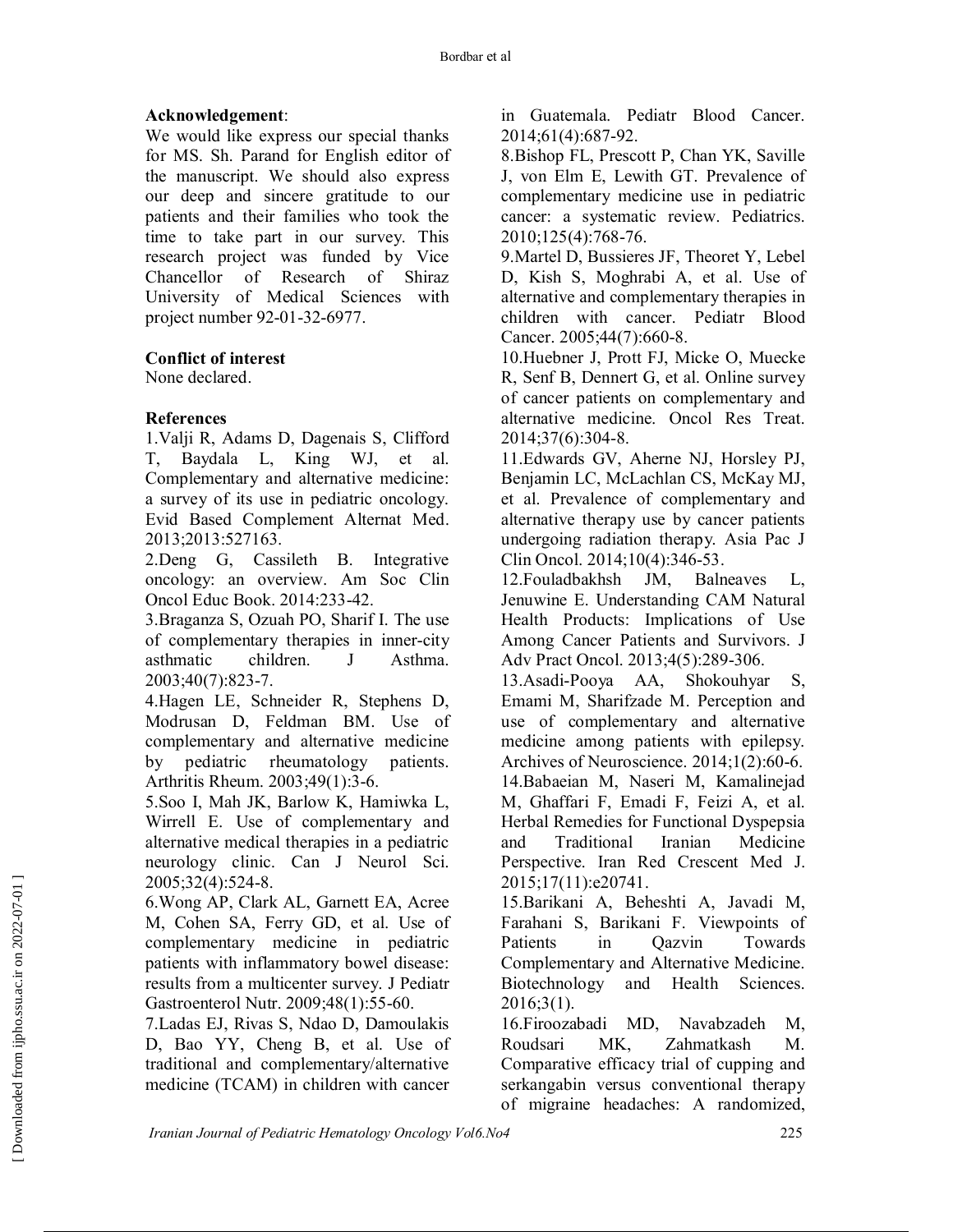**Acknowledgement**:

We would like express our special thanks for MS. Sh. Parand for English editor of the manuscript. We should also express our deep and sincere gratitude to our patients and their families who took the time to take part in our survey. This research project was funded by Vice Chancellor of Research of Shiraz University of Medical Sciences with project number 92-01-32-6977.

**Conflict of interest**

None declared.

**References**

1.Valji R, Adams D, Dagenais S, Clifford T, Baydala L, King WJ, et al. Complementary and alternative medicine: a survey of its use in pediatric oncology. Evid Based Complement Alternat Med. 2013;2013:527163.

2.Deng G, Cassileth B. Integrative oncology: an overview. Am Soc Clin Oncol Educ Book. 2014:233-42.

3.Braganza S, Ozuah PO, Sharif I. The use of complementary therapies in inner-city asthmatic children. J Asthma. 2003;40(7):823-7.

4.Hagen LE, Schneider R, Stephens D, Modrusan D, Feldman BM. Use of complementary and alternative medicine by pediatric rheumatology patients. Arthritis Rheum. 2003;49(1):3-6.

5.Soo I, Mah JK, Barlow K, Hamiwka L, Wirrell E. Use of complementary and alternative medical therapies in a pediatric neurology clinic. Can J Neurol Sci. 2005;32(4):524-8.

6.Wong AP, Clark AL, Garnett EA, Acree M, Cohen SA, Ferry GD, et al. Use of complementary medicine in pediatric patients with inflammatory bowel disease: results from a multicenter survey. J Pediatr Gastroenterol Nutr. 2009;48(1):55-60.

7.Ladas EJ, Rivas S, Ndao D, Damoulakis D, Bao YY, Cheng B, et al. Use of traditional and complementary/alternative medicine (TCAM) in children with cancer in Guatemala. Pediatr Blood Cancer. 2014;61(4):687-92.

8.Bishop FL, Prescott P, Chan YK, Saville J, von Elm E, Lewith GT. Prevalence of complementary medicine use in pediatric cancer: a systematic review. Pediatrics. 2010;125(4):768-76.

9.Martel D, Bussieres JF, Theoret Y, Lebel D, Kish S, Moghrabi A, et al. Use of alternative and complementary therapies in children with cancer. Pediatr Blood Cancer. 2005;44(7):660-8.

10.Huebner J, Prott FJ, Micke O, Muecke R, Senf B, Dennert G, et al. Online survey of cancer patients on complementary and alternative medicine. Oncol Res Treat. 2014;37(6):304-8.

11.Edwards GV, Aherne NJ, Horsley PJ, Benjamin LC, McLachlan CS, McKay MJ, et al. Prevalence of complementary and alternative therapy use by cancer patients undergoing radiation therapy. Asia Pac J Clin Oncol. 2014;10(4):346-53.

12.Fouladbakhsh JM, Balneaves L, Jenuwine E. Understanding CAM Natural Health Products: Implications of Use Among Cancer Patients and Survivors. J Adv Pract Oncol. 2013;4(5):289-306.

13.Asadi-Pooya AA, Shokouhyar S, Emami M, Sharifzade M. Perception and use of complementary and alternative medicine among patients with epilepsy. Archives of Neuroscience. 2014;1(2):60-6.

14.Babaeian M, Naseri M, Kamalinejad M, Ghaffari F, Emadi F, Feizi A, et al. Herbal Remedies for Functional Dyspepsia and Traditional Iranian Medicine Perspective. Iran Red Crescent Med J. 2015;17(11):e20741.

15.Barikani A, Beheshti A, Javadi M, Farahani S, Barikani F. Viewpoints of Patients in Qazvin Towards Complementary and Alternative Medicine. Biotechnology and Health Sciences. 2016;3(1).

16.Firoozabadi MD, Navabzadeh M, Roudsari MK, Zahmatkash M. Comparative efficacy trial of cupping and serkangabin versus conventional therapy of migraine headaches: A randomized,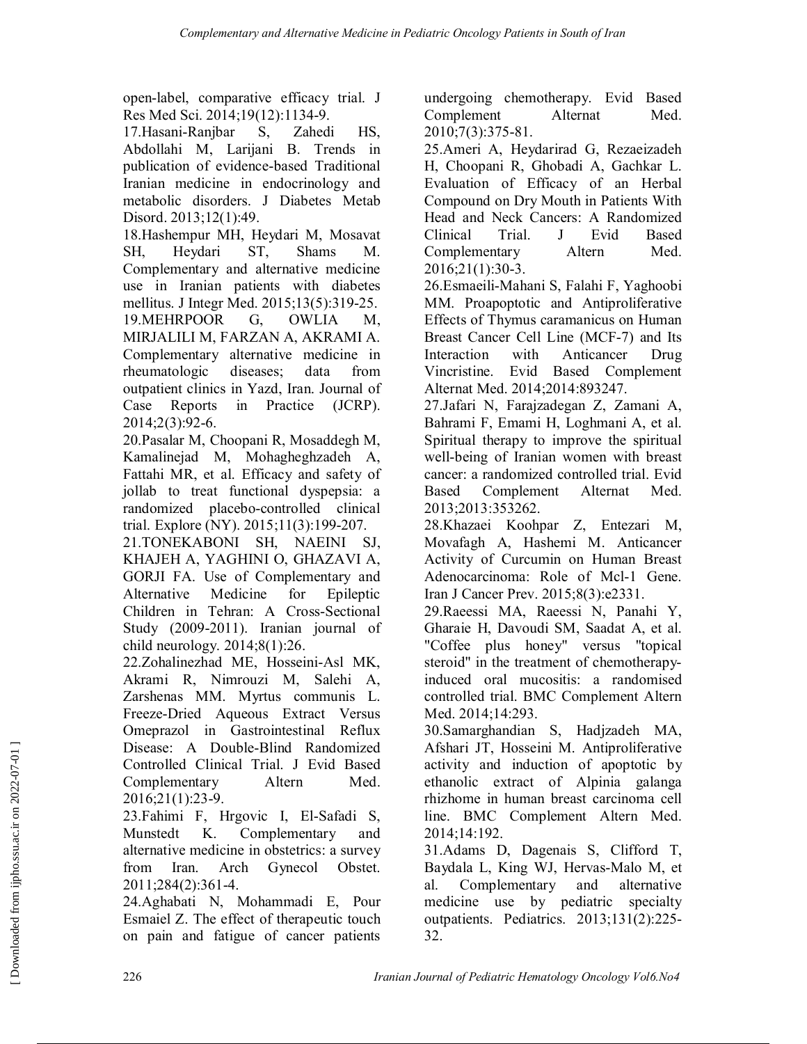open-label, comparative efficacy trial. J Res Med Sci. 2014;19(12):1134-9.

17.Hasani-Ranjbar S, Zahedi HS, Abdollahi M, Larijani B. Trends in publication of evidence-based Traditional Iranian medicine in endocrinology and metabolic disorders. J Diabetes Metab Disord. 2013;12(1):49.

18.Hashempur MH, Heydari M, Mosavat SH, Heydari ST, Shams M. Complementary and alternative medicine use in Iranian patients with diabetes mellitus. J Integr Med. 2015;13(5):319-25.

19.MEHRPOOR G, OWLIA M, MIRJALILI M, FARZAN A, AKRAMI A. Complementary alternative medicine in rheumatologic diseases; data from outpatient clinics in Yazd, Iran. Journal of Case Reports in Practice (JCRP). 2014;2(3):92-6.

20.Pasalar M, Choopani R, Mosaddegh M, Kamalinejad M, Mohagheghzadeh A, Fattahi MR, et al. Efficacy and safety of jollab to treat functional dyspepsia: a randomized placebo-controlled clinical trial. Explore (NY). 2015;11(3):199-207.

21.TONEKABONI SH, NAEINI SJ, KHAJEH A, YAGHINI O, GHAZAVI A, GORJI FA. Use of Complementary and Alternative Medicine for Epileptic Children in Tehran: A Cross-Sectional Study (2009-2011). Iranian journal of child neurology. 2014;8(1):26.

22.Zohalinezhad ME, Hosseini-Asl MK, Akrami R, Nimrouzi M, Salehi A, Zarshenas MM. Myrtus communis L. Freeze-Dried Aqueous Extract Versus Omeprazol in Gastrointestinal Reflux Disease: A Double-Blind Randomized Controlled Clinical Trial. J Evid Based Complementary Altern Med. 2016;21(1):23-9.

23.Fahimi F, Hrgovic I, El-Safadi S, Munstedt K. Complementary and alternative medicine in obstetrics: a survey from Iran. Arch Gynecol Obstet. 2011;284(2):361-4.

24.Aghabati N, Mohammadi E, Pour Esmaiel Z. The effect of therapeutic touch on pain and fatigue of cancer patients undergoing chemotherapy. Evid Based Complement Alternat Med. 2010;7(3):375-81.

25.Ameri A, Heydarirad G, Rezaeizadeh H, Choopani R, Ghobadi A, Gachkar L. Evaluation of Efficacy of an Herbal Compound on Dry Mouth in Patients With Head and Neck Cancers: A Randomized Clinical Trial. J Evid Based Complementary Altern Med. 2016;21(1):30-3.

26.Esmaeili-Mahani S, Falahi F, Yaghoobi MM. Proapoptotic and Antiproliferative Effects of Thymus caramanicus on Human Breast Cancer Cell Line (MCF-7) and Its Interaction with Anticancer Drug Vincristine. Evid Based Complement Alternat Med. 2014;2014:893247.

27.Jafari N, Farajzadegan Z, Zamani A, Bahrami F, Emami H, Loghmani A, et al. Spiritual therapy to improve the spiritual well-being of Iranian women with breast cancer: a randomized controlled trial. Evid Based Complement Alternat Med. 2013;2013:353262.

28.Khazaei Koohpar Z, Entezari M, Movafagh A, Hashemi M. Anticancer Activity of Curcumin on Human Breast Adenocarcinoma: Role of Mcl-1 Gene. Iran J Cancer Prev. 2015;8(3):e2331.

29.Raeessi MA, Raeessi N, Panahi Y, Gharaie H, Davoudi SM, Saadat A, et al. "Coffee plus honey" versus "topical steroid" in the treatment of chemotherapy-induced oral mucositis: a randomised controlled trial. BMC Complement Altern Med. 2014;14:293.

30.Samarghandian S, Hadjzadeh MA, Afshari JT, Hosseini M. Antiproliferative activity and induction of apoptotic by ethanolic extract of Alpinia galanga rhizhome in human breast carcinoma cell line. BMC Complement Altern Med. 2014;14:192.

31.Adams D, Dagenais S, Clifford T, Baydala L, King WJ, Hervas-Malo M, et al. Complementary and alternative medicine use by pediatric specialty outpatients. Pediatrics. 2013;131(2):225-32.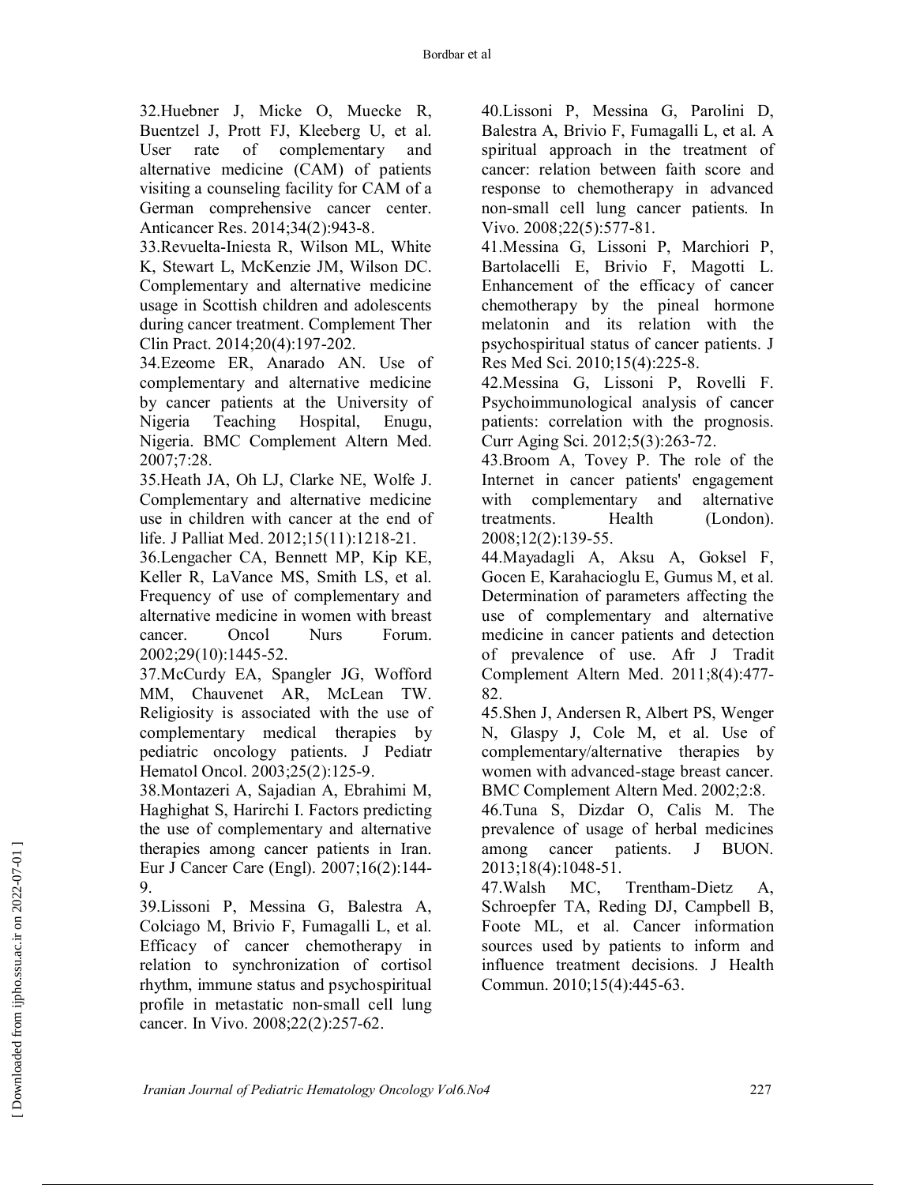32.Huebner J, Micke O, Muecke R, Buentzel J, Prott FJ, Kleeberg U, et al. User rate of complementary and alternative medicine (CAM) of patients visiting a counseling facility for CAM of a German comprehensive cancer center. Anticancer Res. 2014;34(2):943-8.

33.Revuelta-Iniesta R, Wilson ML, White K, Stewart L, McKenzie JM, Wilson DC. Complementary and alternative medicine usage in Scottish children and adolescents during cancer treatment. Complement Ther Clin Pract. 2014;20(4):197-202.

34.Ezeome ER, Anarado AN. Use of complementary and alternative medicine by cancer patients at the University of Nigeria Teaching Hospital, Enugu, Nigeria. BMC Complement Altern Med. 2007;7:28.

35.Heath JA, Oh LJ, Clarke NE, Wolfe J. Complementary and alternative medicine use in children with cancer at the end of life. J Palliat Med. 2012;15(11):1218-21.

36.Lengacher CA, Bennett MP, Kip KE, Keller R, LaVance MS, Smith LS, et al. Frequency of use of complementary and alternative medicine in women with breast cancer. Oncol Nurs Forum. 2002;29(10):1445-52.

37.McCurdy EA, Spangler JG, Wofford MM, Chauvenet AR, McLean TW. Religiosity is associated with the use of complementary medical therapies by pediatric oncology patients. J Pediatr Hematol Oncol. 2003;25(2):125-9.

38.Montazeri A, Sajadian A, Ebrahimi M, Haghighat S, Harirchi I. Factors predicting the use of complementary and alternative therapies among cancer patients in Iran. Eur J Cancer Care (Engl). 2007;16(2):144-9.

39.Lissoni P, Messina G, Balestra A, Colciago M, Brivio F, Fumagalli L, et al. Efficacy of cancer chemotherapy in relation to synchronization of cortisol rhythm, immune status and psychospiritual profile in metastatic non-small cell lung cancer. In Vivo. 2008;22(2):257-62.

40.Lissoni P, Messina G, Parolini D, Balestra A, Brivio F, Fumagalli L, et al. A spiritual approach in the treatment of cancer: relation between faith score and response to chemotherapy in advanced non-small cell lung cancer patients. In Vivo. 2008;22(5):577-81.

41.Messina G, Lissoni P, Marchiori P, Bartolacelli E, Brivio F, Magotti L. Enhancement of the efficacy of cancer chemotherapy by the pineal hormone melatonin and its relation with the psychospiritual status of cancer patients. J Res Med Sci. 2010;15(4):225-8.

42.Messina G, Lissoni P, Rovelli F. Psychoimmunological analysis of cancer patients: correlation with the prognosis. Curr Aging Sci. 2012;5(3):263-72.

43.Broom A, Tovey P. The role of the Internet in cancer patients' engagement with complementary and alternative treatments. Health (London). 2008;12(2):139-55.

44.Mayadagli A, Aksu A, Goksel F, Gocen E, Karahacioglu E, Gumus M, et al. Determination of parameters affecting the use of complementary and alternative medicine in cancer patients and detection of prevalence of use. Afr J Tradit Complement Altern Med. 2011;8(4):477-82.

45.Shen J, Andersen R, Albert PS, Wenger N, Glaspy J, Cole M, et al. Use of complementary/alternative therapies by women with advanced-stage breast cancer. BMC Complement Altern Med. 2002;2:8.

46.Tuna S, Dizdar O, Calis M. The prevalence of usage of herbal medicines among cancer patients. J BUON. 2013;18(4):1048-51.

47.Walsh MC, Trentham-Dietz A, Schroepfer TA, Reding DJ, Campbell B, Foote ML, et al. Cancer information sources used by patients to inform and influence treatment decisions. J Health Commun. 2010;15(4):445-63.